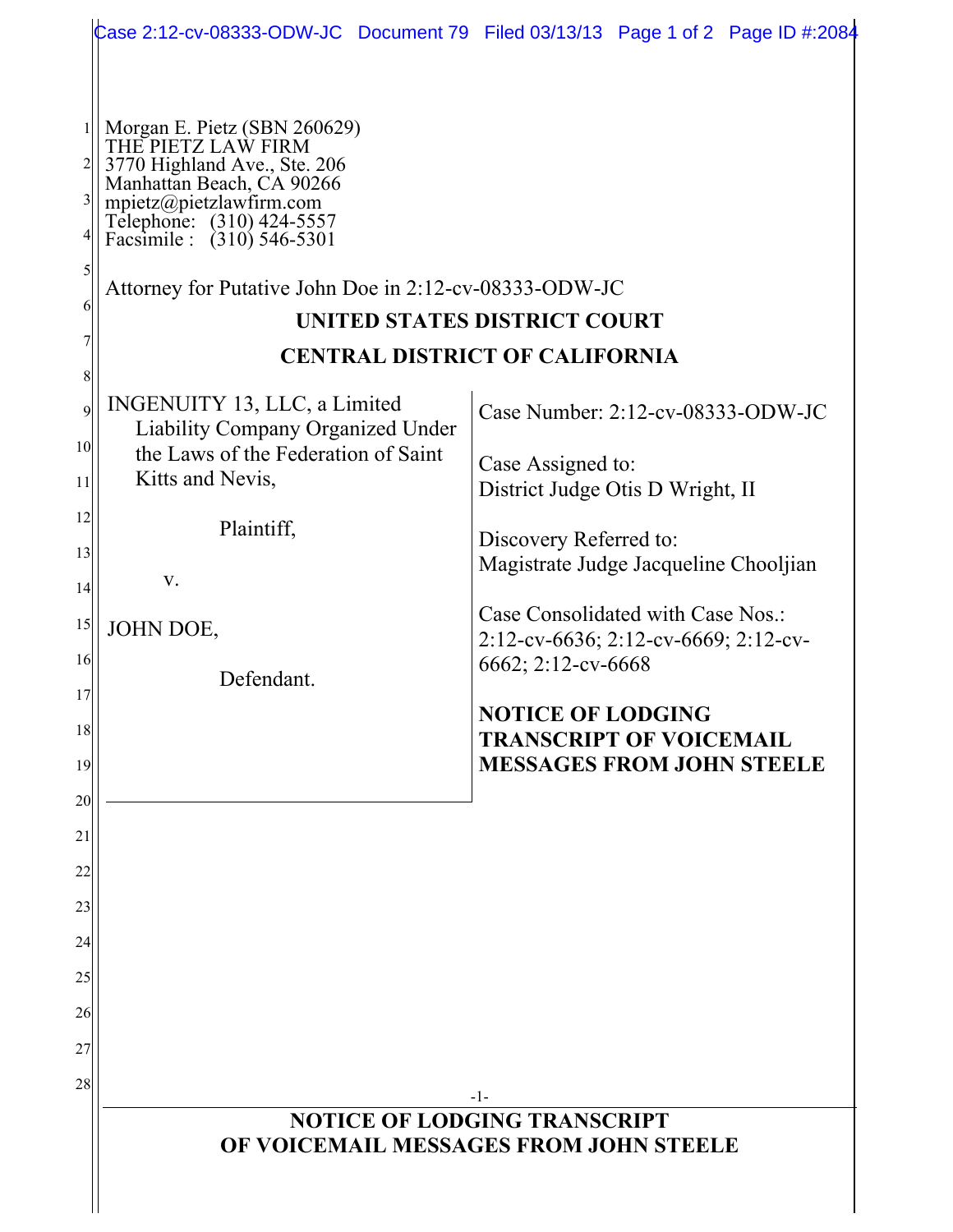Morgan E. Pietz (SBN 260629)
THE PIETZ LAW FIRM
3770 Highland Ave., Ste. 206
Manhattan Beach, CA 90266
mpietz@pietzlawfirm.com
Telephone: (310) 424-5557
Facsimile : (310) 546-5301

Attorney for Putative John Doe in 2:12-cv-08333-ODW-JC

**UNITED STATES DISTRICT COURT**

**CENTRAL DISTRICT OF CALIFORNIA**

| | |
|---|---|
| INGENUITY 13, LLC, a Limited Liability Company Organized Under the Laws of the Federation of Saint Kitts and Nevis,<br><br>Plaintiff,<br><br>v.<br><br>JOHN DOE,<br><br>Defendant. | Case Number: 2:12-cv-08333-ODW-JC<br><br>Case Assigned to:<br>District Judge Otis D Wright, II<br><br>Discovery Referred to:<br>Magistrate Judge Jacqueline Chooljian<br><br>Case Consolidated with Case Nos.:<br>2:12-cv-6636; 2:12-cv-6669; 2:12-cv-6662; 2:12-cv-6668<br><br>**NOTICE OF LODGING TRANSCRIPT OF VOICEMAIL MESSAGES FROM JOHN STEELE** |

**NOTICE OF LODGING TRANSCRIPT OF VOICEMAIL MESSAGES FROM JOHN STEELE**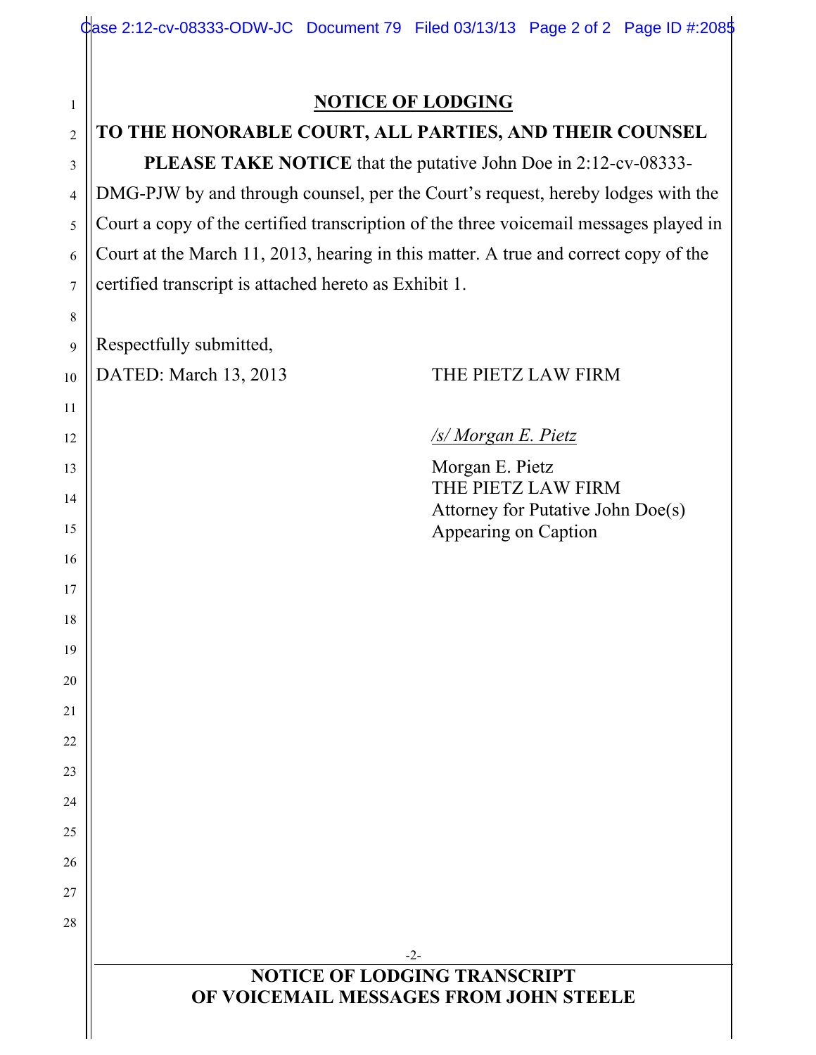# NOTICE OF LODGING

**TO THE HONORABLE COURT, ALL PARTIES, AND THEIR COUNSEL**

**PLEASE TAKE NOTICE** that the putative John Doe in 2:12-cv-08333-DMG-PJW by and through counsel, per the Court's request, hereby lodges with the Court a copy of the certified transcription of the three voicemail messages played in Court at the March 11, 2013, hearing in this matter. A true and correct copy of the certified transcript is attached hereto as Exhibit 1.

Respectfully submitted,

DATED: March 13, 2013

THE PIETZ LAW FIRM

*/s/ Morgan E. Pietz*

Morgan E. Pietz
THE PIETZ LAW FIRM
Attorney for Putative John Doe(s)
Appearing on Caption

**NOTICE OF LODGING TRANSCRIPT OF VOICEMAIL MESSAGES FROM JOHN STEELE**